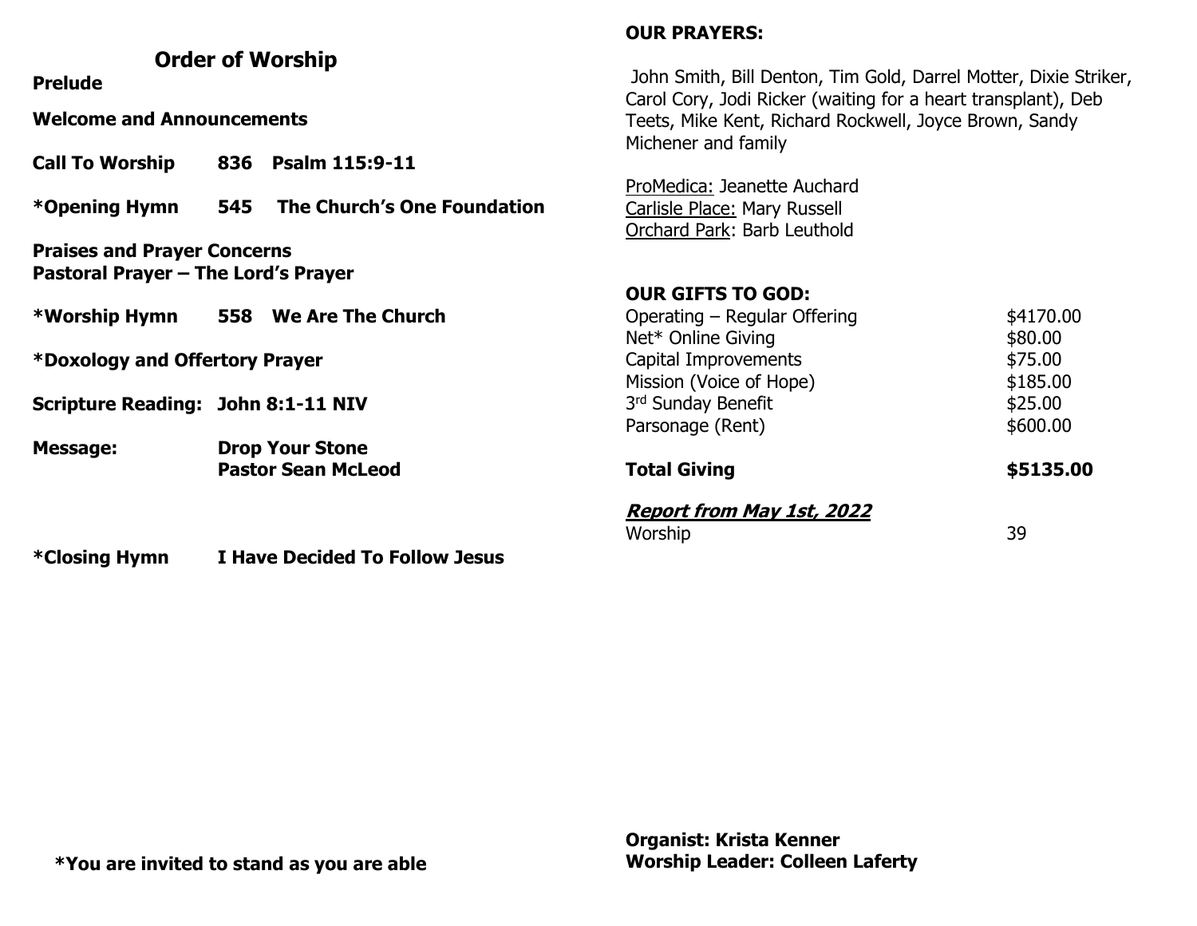## Order of Worship

**Prelude**

**Welcome and Announcements**

**Call To Worship** **836 Psalm 115:9-11**

**\*Opening Hymn** **545 The Church's One Foundation**

**Praises and Prayer Concerns**
**Pastoral Prayer – The Lord's Prayer**

**\*Worship Hymn** **558 We Are The Church**

**\*Doxology and Offertory Prayer**

**Scripture Reading: John 8:1-11 NIV**

**Message:** **Drop Your Stone**
**Pastor Sean McLeod**

**\*Closing Hymn** **I Have Decided To Follow Jesus**

**\*You are invited to stand as you are able**

**OUR PRAYERS:**

John Smith, Bill Denton, Tim Gold, Darrel Motter, Dixie Striker, Carol Cory, Jodi Ricker (waiting for a heart transplant), Deb Teets, Mike Kent, Richard Rockwell, Joyce Brown, Sandy Michener and family

ProMedica: Jeanette Auchard
Carlisle Place: Mary Russell
Orchard Park: Barb Leuthold

**OUR GIFTS TO GOD:**

| | |
|---|---|
| Operating – Regular Offering | $4170.00 |
| Net* Online Giving | $80.00 |
| Capital Improvements | $75.00 |
| Mission (Voice of Hope) | $185.00 |
| 3rd Sunday Benefit | $25.00 |
| Parsonage (Rent) | $600.00 |
| **Total Giving** | **$5135.00** |

***Report from May 1st, 2022***

| | |
|---|---|
| Worship | 39 |

**Organist: Krista Kenner**
**Worship Leader: Colleen Laferty**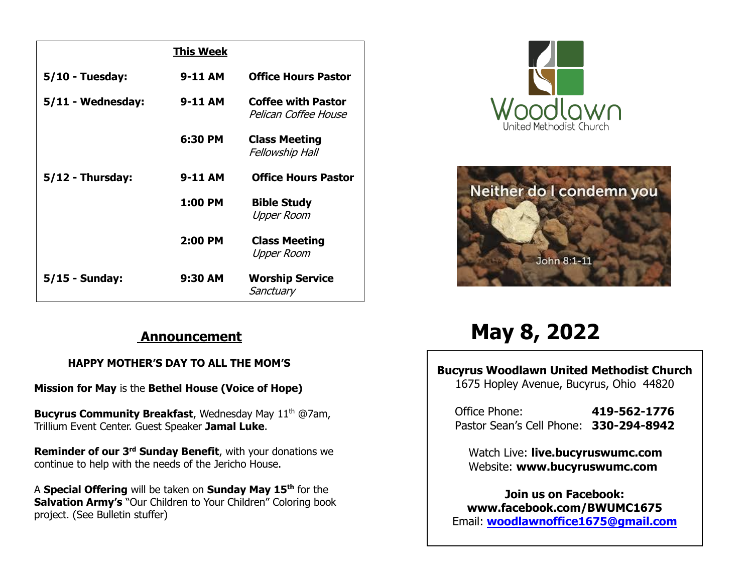| This Week | | |
|---|---|---|
| **5/10 - Tuesday:** | **9-11 AM** | **Office Hours Pastor** |
| **5/11 - Wednesday:** | **9-11 AM** | **Coffee with Pastor** *Pelican Coffee House* |
| | **6:30 PM** | **Class Meeting** *Fellowship Hall* |
| **5/12 - Thursday:** | **9-11 AM** | **Office Hours Pastor** |
| | **1:00 PM** | **Bible Study** *Upper Room* |
| | **2:00 PM** | **Class Meeting** *Upper Room* |
| **5/15 - Sunday:** | **9:30 AM** | **Worship Service** *Sanctuary* |

## Announcement

**HAPPY MOTHER'S DAY TO ALL THE MOM'S**

**Mission for May** is the **Bethel House (Voice of Hope)**

**Bucyrus Community Breakfast**, Wednesday May 11th @7am, Trillium Event Center. Guest Speaker **Jamal Luke**.

**Reminder of our 3rd Sunday Benefit**, with your donations we continue to help with the needs of the Jericho House.

A **Special Offering** will be taken on **Sunday May 15th** for the **Salvation Army's** "Our Children to Your Children" Coloring book project. (See Bulletin stuffer)

Woodlawn
United Methodist Church

Neither do I condemn you

John 8:1-11

# May 8, 2022

**Bucyrus Woodlawn United Methodist Church**
1675 Hopley Avenue, Bucyrus, Ohio 44820

Office Phone: **419-562-1776**
Pastor Sean's Cell Phone: **330-294-8942**

Watch Live: **live.bucyruswumc.com**
Website: **www.bucyruswumc.com**

**Join us on Facebook:**
**www.facebook.com/BWUMC1675**
Email: **woodlawnoffice1675@gmail.com**